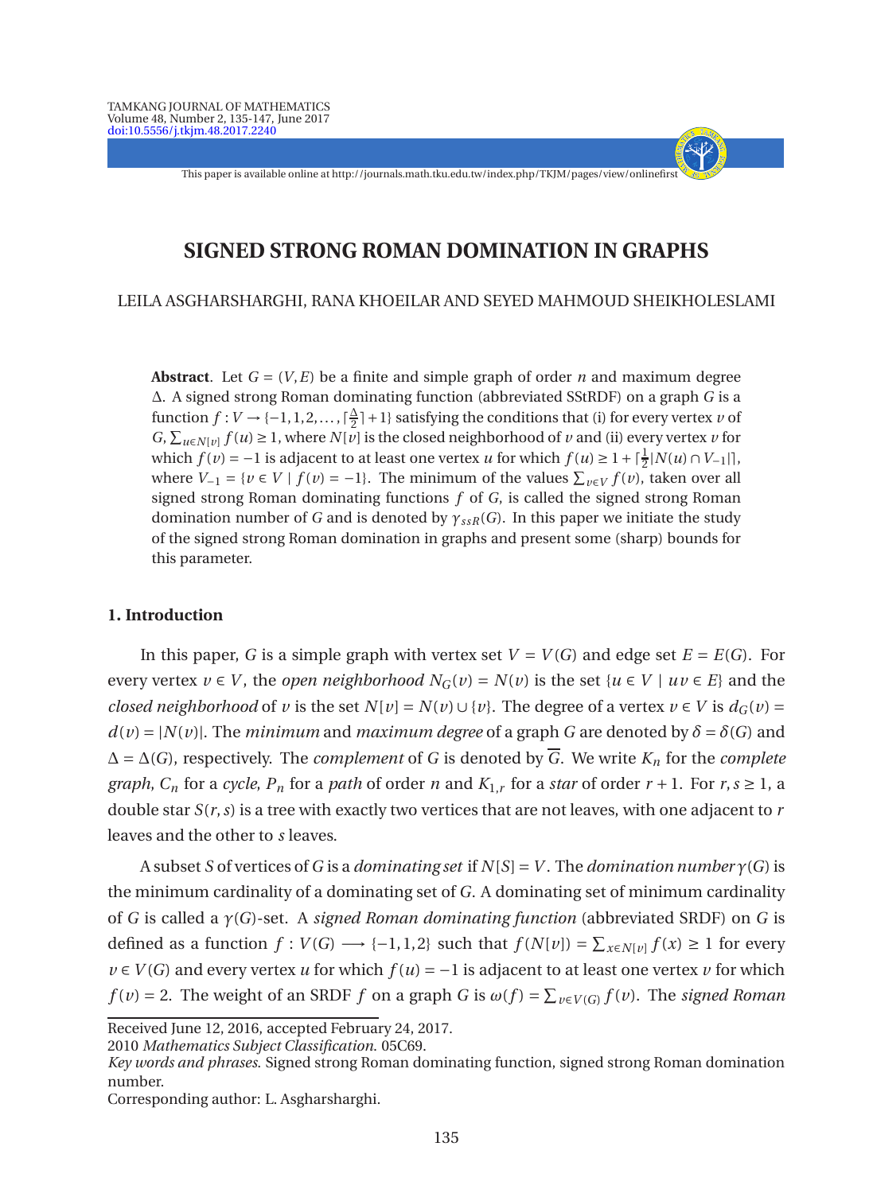# SIGNED STRONG ROMAN DOMINATION IN GRAPHS

LEILA ASGHARSHARGHI, RANA KHOEILAR AND SEYED MAHMOUD SHEIKHOLESLAMI

**Abstract**. Let $G = (V, E)$ be a finite and simple graph of order $n$ and maximum degree $\Delta$. A signed strong Roman dominating function (abbreviated SStRDF) on a graph $G$ is a function $f : V \to \{-1, 1, 2, \ldots, \lceil \frac{\Delta}{2} \rceil + 1\}$ satisfying the conditions that (i) for every vertex $v$ of $G$, $\sum_{u \in N[v]} f(u) \geq 1$, where $N[v]$ is the closed neighborhood of $v$ and (ii) every vertex $v$ for which $f(v) = -1$ is adjacent to at least one vertex $u$ for which $f(u) \geq 1 + \lceil \frac{1}{2} |N(u) \cap V_{-1}| \rceil$, where $V_{-1} = \{v \in V \mid f(v) = -1\}$. The minimum of the values $\sum_{v \in V} f(v)$, taken over all signed strong Roman dominating functions $f$ of $G$, is called the signed strong Roman domination number of $G$ and is denoted by $\gamma_{ssR}(G)$. In this paper we initiate the study of the signed strong Roman domination in graphs and present some (sharp) bounds for this parameter.

## 1. Introduction

In this paper, $G$ is a simple graph with vertex set $V = V(G)$ and edge set $E = E(G)$. For every vertex $v \in V$, the *open neighborhood* $N_G(v) = N(v)$ is the set $\{u \in V \mid uv \in E\}$ and the *closed neighborhood* of $v$ is the set $N[v] = N(v) \cup \{v\}$. The degree of a vertex $v \in V$ is $d_G(v) = d(v) = |N(v)|$. The *minimum* and *maximum degree* of a graph $G$ are denoted by $\delta = \delta(G)$ and $\Delta = \Delta(G)$, respectively. The *complement* of $G$ is denoted by $\overline{G}$. We write $K_n$ for the *complete graph*, $C_n$ for a *cycle*, $P_n$ for a *path* of order $n$ and $K_{1,r}$ for a *star* of order $r + 1$. For $r, s \geq 1$, a double star $S(r, s)$ is a tree with exactly two vertices that are not leaves, with one adjacent to $r$ leaves and the other to $s$ leaves.

A subset $S$ of vertices of $G$ is a *dominating set* if $N[S] = V$. The *domination number* $\gamma(G)$ is the minimum cardinality of a dominating set of $G$. A dominating set of minimum cardinality of $G$ is called a $\gamma(G)$-set. A *signed Roman dominating function* (abbreviated SRDF) on $G$ is defined as a function $f : V(G) \longrightarrow \{-1, 1, 2\}$ such that $f(N[v]) = \sum_{x \in N[v]} f(x) \geq 1$ for every $v \in V(G)$ and every vertex $u$ for which $f(u) = -1$ is adjacent to at least one vertex $v$ for which $f(v) = 2$. The weight of an SRDF $f$ on a graph $G$ is $\omega(f) = \sum_{v \in V(G)} f(v)$. The *signed Roman*

Received June 12, 2016, accepted February 24, 2017.

2010 *Mathematics Subject Classification*. 05C69.

*Key words and phrases*. Signed strong Roman dominating function, signed strong Roman domination number.

Corresponding author: L. Asgharsharghi.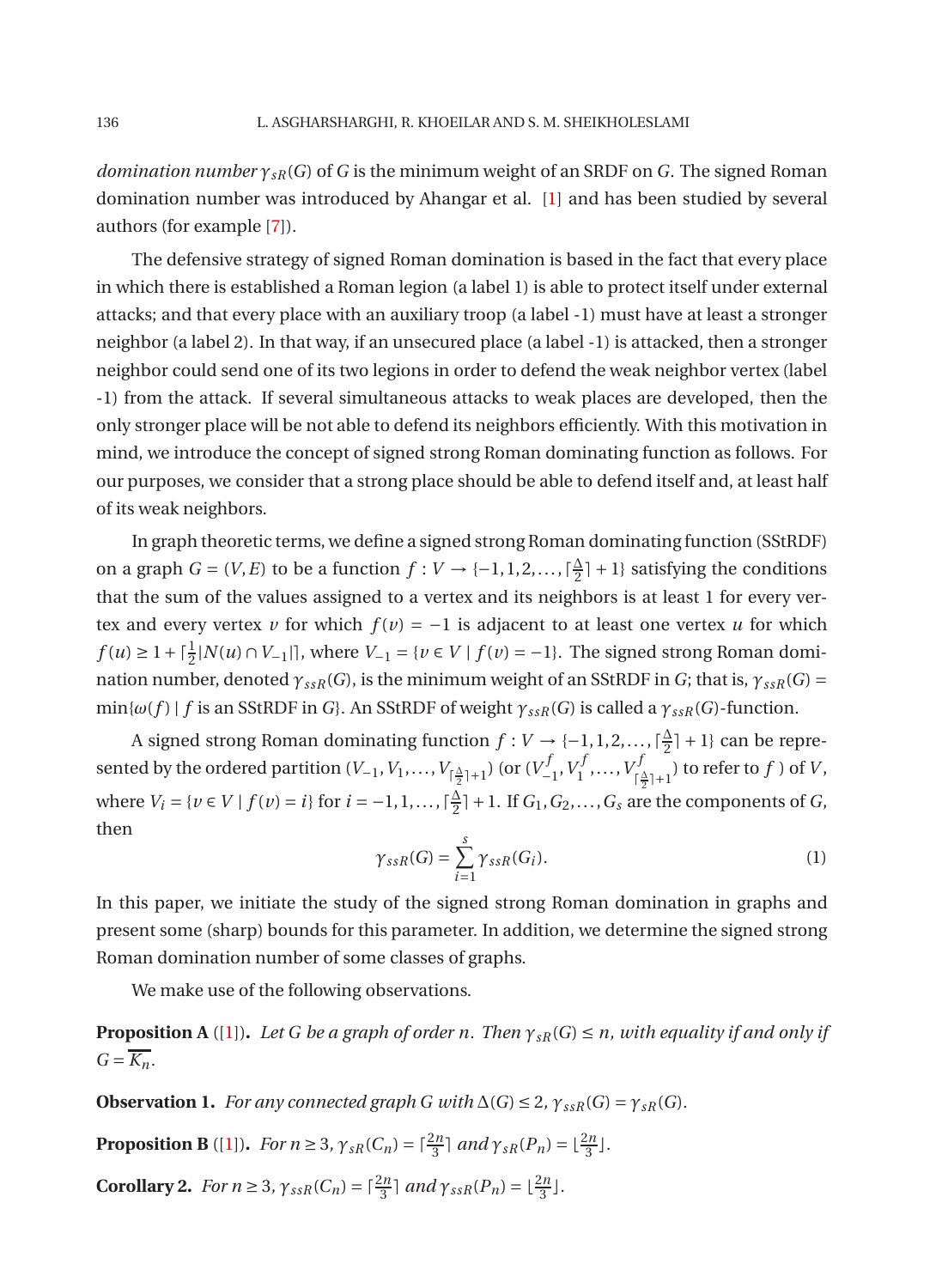*domination number* $\gamma_{sR}(G)$ of $G$ is the minimum weight of an SRDF on $G$. The signed Roman domination number was introduced by Ahangar et al. [1] and has been studied by several authors (for example [7]).

The defensive strategy of signed Roman domination is based in the fact that every place in which there is established a Roman legion (a label 1) is able to protect itself under external attacks; and that every place with an auxiliary troop (a label -1) must have at least a stronger neighbor (a label 2). In that way, if an unsecured place (a label -1) is attacked, then a stronger neighbor could send one of its two legions in order to defend the weak neighbor vertex (label -1) from the attack. If several simultaneous attacks to weak places are developed, then the only stronger place will be not able to defend its neighbors efficiently. With this motivation in mind, we introduce the concept of signed strong Roman dominating function as follows. For our purposes, we consider that a strong place should be able to defend itself and, at least half of its weak neighbors.

In graph theoretic terms, we define a signed strong Roman dominating function (SStRDF) on a graph $G = (V, E)$ to be a function $f : V \to \{-1, 1, 2, \ldots, \lceil \frac{\Delta}{2} \rceil + 1\}$ satisfying the conditions that the sum of the values assigned to a vertex and its neighbors is at least 1 for every vertex and every vertex $v$ for which $f(v) = -1$ is adjacent to at least one vertex $u$ for which $f(u) \geq 1 + \lceil \frac{1}{2}|N(u) \cap V_{-1}| \rceil$, where $V_{-1} = \{v \in V \mid f(v) = -1\}$. The signed strong Roman domination number, denoted $\gamma_{ssR}(G)$, is the minimum weight of an SStRDF in $G$; that is, $\gamma_{ssR}(G) = \min\{\omega(f) \mid f \text{ is an SStRDF in } G\}$. An SStRDF of weight $\gamma_{ssR}(G)$ is called a $\gamma_{ssR}(G)$-function.

A signed strong Roman dominating function $f : V \to \{-1, 1, 2, \ldots, \lceil \frac{\Delta}{2} \rceil + 1\}$ can be represented by the ordered partition $(V_{-1}, V_1, \ldots, V_{\lceil \frac{\Delta}{2} \rceil + 1})$ (or $(V_{-1}^f, V_1^f, \ldots, V_{\lceil \frac{\Delta}{2} \rceil + 1}^f)$ to refer to $f$) of $V$, where $V_i = \{v \in V \mid f(v) = i\}$ for $i = -1, 1, \ldots, \lceil \frac{\Delta}{2} \rceil + 1$. If $G_1, G_2, \ldots, G_s$ are the components of $G$, then

$$\gamma_{ssR}(G) = \sum_{i=1}^{s} \gamma_{ssR}(G_i). \tag{1}$$

In this paper, we initiate the study of the signed strong Roman domination in graphs and present some (sharp) bounds for this parameter. In addition, we determine the signed strong Roman domination number of some classes of graphs.

We make use of the following observations.

**Proposition A** ([1]). *Let $G$ be a graph of order $n$. Then $\gamma_{sR}(G) \leq n$, with equality if and only if $G = \overline{K_n}$.*

**Observation 1.** *For any connected graph $G$ with $\Delta(G) \leq 2$, $\gamma_{ssR}(G) = \gamma_{sR}(G)$.*

**Proposition B** ([1]). *For $n \geq 3$, $\gamma_{sR}(C_n) = \lceil \frac{2n}{3} \rceil$ and $\gamma_{sR}(P_n) = \lfloor \frac{2n}{3} \rfloor$.*

**Corollary 2.** *For $n \geq 3$, $\gamma_{ssR}(C_n) = \lceil \frac{2n}{3} \rceil$ and $\gamma_{ssR}(P_n) = \lfloor \frac{2n}{3} \rfloor$.*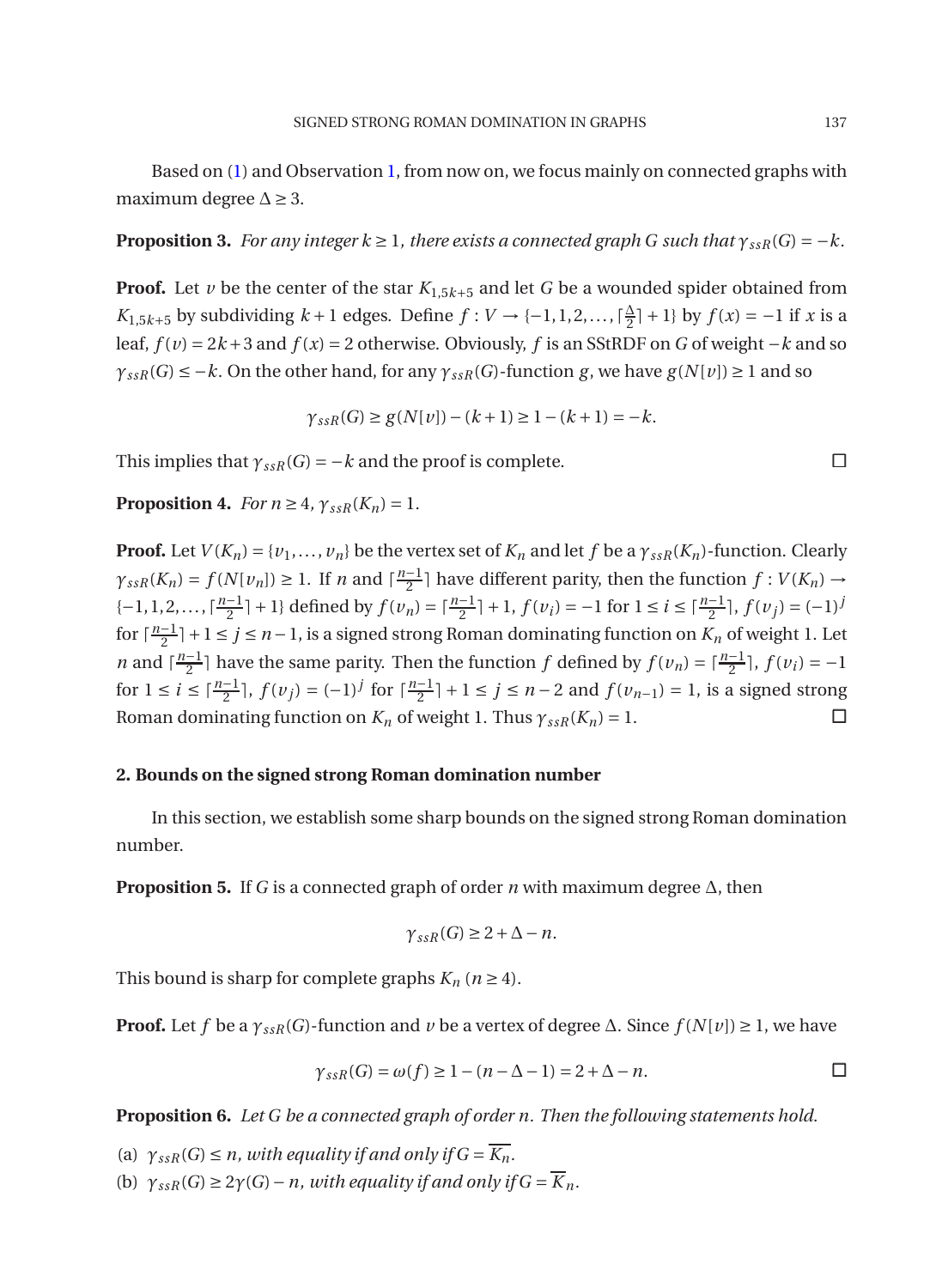Based on (1) and Observation 1, from now on, we focus mainly on connected graphs with maximum degree $\Delta \geq 3$.

**Proposition 3.** *For any integer $k \geq 1$, there exists a connected graph $G$ such that $\gamma_{ssR}(G) = -k$.*

**Proof.** Let $v$ be the center of the star $K_{1,5k+5}$ and let $G$ be a wounded spider obtained from $K_{1,5k+5}$ by subdividing $k+1$ edges. Define $f : V \to \{-1, 1, 2, \ldots, \lceil \frac{\Delta}{2} \rceil + 1\}$ by $f(x) = -1$ if $x$ is a leaf, $f(v) = 2k+3$ and $f(x) = 2$ otherwise. Obviously, $f$ is an SStRDF on $G$ of weight $-k$ and so $\gamma_{ssR}(G) \leq -k$. On the other hand, for any $\gamma_{ssR}(G)$-function $g$, we have $g(N[v]) \geq 1$ and so

$$\gamma_{ssR}(G) \geq g(N[v]) - (k+1) \geq 1 - (k+1) = -k.$$

This implies that $\gamma_{ssR}(G) = -k$ and the proof is complete. □

**Proposition 4.** *For $n \geq 4$, $\gamma_{ssR}(K_n) = 1$.*

**Proof.** Let $V(K_n) = \{v_1, \ldots, v_n\}$ be the vertex set of $K_n$ and let $f$ be a $\gamma_{ssR}(K_n)$-function. Clearly $\gamma_{ssR}(K_n) = f(N[v_n]) \geq 1$. If $n$ and $\lceil \frac{n-1}{2} \rceil$ have different parity, then the function $f : V(K_n) \to \{-1, 1, 2, \ldots, \lceil \frac{n-1}{2} \rceil + 1\}$ defined by $f(v_n) = \lceil \frac{n-1}{2} \rceil + 1$, $f(v_i) = -1$ for $1 \leq i \leq \lceil \frac{n-1}{2} \rceil$, $f(v_j) = (-1)^j$ for $\lceil \frac{n-1}{2} \rceil + 1 \leq j \leq n-1$, is a signed strong Roman dominating function on $K_n$ of weight 1. Let $n$ and $\lceil \frac{n-1}{2} \rceil$ have the same parity. Then the function $f$ defined by $f(v_n) = \lceil \frac{n-1}{2} \rceil$, $f(v_i) = -1$ for $1 \leq i \leq \lceil \frac{n-1}{2} \rceil$, $f(v_j) = (-1)^j$ for $\lceil \frac{n-1}{2} \rceil + 1 \leq j \leq n-2$ and $f(v_{n-1}) = 1$, is a signed strong Roman dominating function on $K_n$ of weight 1. Thus $\gamma_{ssR}(K_n) = 1$. □

## 2. Bounds on the signed strong Roman domination number

In this section, we establish some sharp bounds on the signed strong Roman domination number.

**Proposition 5.** If $G$ is a connected graph of order $n$ with maximum degree $\Delta$, then

$$\gamma_{ssR}(G) \geq 2 + \Delta - n.$$

This bound is sharp for complete graphs $K_n$ ($n \geq 4$).

**Proof.** Let $f$ be a $\gamma_{ssR}(G)$-function and $v$ be a vertex of degree $\Delta$. Since $f(N[v]) \geq 1$, we have

$$\gamma_{ssR}(G) = \omega(f) \geq 1 - (n - \Delta - 1) = 2 + \Delta - n.$$ □

**Proposition 6.** *Let $G$ be a connected graph of order $n$. Then the following statements hold.*

(a) *$\gamma_{ssR}(G) \leq n$, with equality if and only if $G = \overline{K_n}$.*

(b) *$\gamma_{ssR}(G) \geq 2\gamma(G) - n$, with equality if and only if $G = \overline{K}_n$.*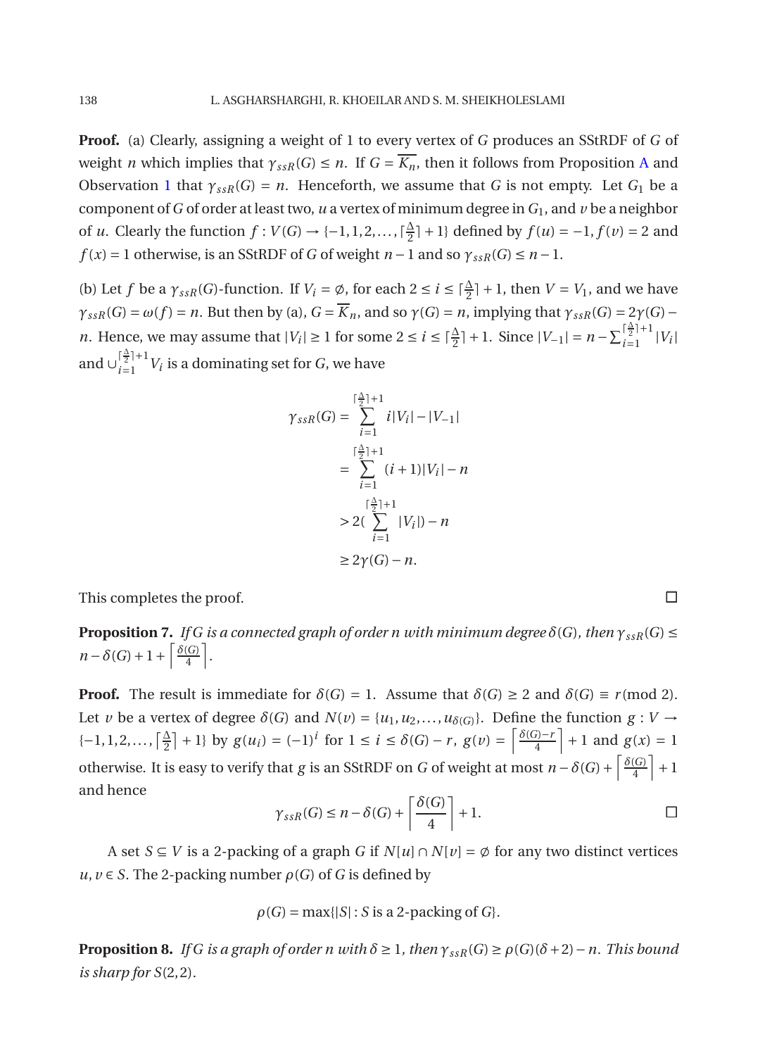**Proof.** (a) Clearly, assigning a weight of 1 to every vertex of $G$ produces an SStRDF of $G$ of weight $n$ which implies that $\gamma_{ssR}(G) \le n$. If $G = \overline{K_n}$, then it follows from Proposition A and Observation 1 that $\gamma_{ssR}(G) = n$. Henceforth, we assume that $G$ is not empty. Let $G_1$ be a component of $G$ of order at least two, $u$ a vertex of minimum degree in $G_1$, and $v$ be a neighbor of $u$. Clearly the function $f : V(G) \to \{-1, 1, 2, \ldots, \lceil \frac{\Delta}{2} \rceil + 1\}$ defined by $f(u) = -1, f(v) = 2$ and $f(x) = 1$ otherwise, is an SStRDF of $G$ of weight $n-1$ and so $\gamma_{ssR}(G) \le n-1$.

(b) Let $f$ be a $\gamma_{ssR}(G)$-function. If $V_i = \emptyset$, for each $2 \le i \le \lceil \frac{\Delta}{2} \rceil + 1$, then $V = V_1$, and we have $\gamma_{ssR}(G) = \omega(f) = n$. But then by (a), $G = \overline{K}_n$, and so $\gamma(G) = n$, implying that $\gamma_{ssR}(G) = 2\gamma(G) - n$. Hence, we may assume that $|V_i| \ge 1$ for some $2 \le i \le \lceil \frac{\Delta}{2} \rceil + 1$. Since $|V_{-1}| = n - \sum_{i=1}^{\lceil \frac{\Delta}{2} \rceil + 1} |V_i|$ and $\cup_{i=1}^{\lceil \frac{\Delta}{2} \rceil + 1} V_i$ is a dominating set for $G$, we have

$$
\begin{aligned}
\gamma_{ssR}(G) &= \sum_{i=1}^{\lceil \frac{\Delta}{2} \rceil + 1} i|V_i| - |V_{-1}| \\
&= \sum_{i=1}^{\lceil \frac{\Delta}{2} \rceil + 1} (i+1)|V_i| - n \\
&> 2\Big(\sum_{i=1}^{\lceil \frac{\Delta}{2} \rceil + 1} |V_i|\Big) - n \\
&\ge 2\gamma(G) - n.
\end{aligned}
$$

This completes the proof. □

**Proposition 7.** *If $G$ is a connected graph of order $n$ with minimum degree $\delta(G)$, then $\gamma_{ssR}(G) \le n - \delta(G) + 1 + \left\lceil \frac{\delta(G)}{4} \right\rceil$.*

**Proof.** The result is immediate for $\delta(G) = 1$. Assume that $\delta(G) \ge 2$ and $\delta(G) \equiv r \pmod 2$. Let $v$ be a vertex of degree $\delta(G)$ and $N(v) = \{u_1, u_2, \ldots, u_{\delta(G)}\}$. Define the function $g : V \to \{-1, 1, 2, \ldots, \lceil \frac{\Delta}{2} \rceil + 1\}$ by $g(u_i) = (-1)^i$ for $1 \le i \le \delta(G) - r$, $g(v) = \left\lceil \frac{\delta(G) - r}{4} \right\rceil + 1$ and $g(x) = 1$ otherwise. It is easy to verify that $g$ is an SStRDF on $G$ of weight at most $n - \delta(G) + \left\lceil \frac{\delta(G)}{4} \right\rceil + 1$ and hence

$$
\gamma_{ssR}(G) \le n - \delta(G) + \left\lceil \frac{\delta(G)}{4} \right\rceil + 1. \qquad \square
$$

A set $S \subseteq V$ is a 2-packing of a graph $G$ if $N[u] \cap N[v] = \emptyset$ for any two distinct vertices $u, v \in S$. The 2-packing number $\rho(G)$ of $G$ is defined by

$$
\rho(G) = \max\{|S| : S \text{ is a 2-packing of } G\}.
$$

**Proposition 8.** *If $G$ is a graph of order $n$ with $\delta \ge 1$, then $\gamma_{ssR}(G) \ge \rho(G)(\delta + 2) - n$. This bound is sharp for $S(2,2)$.*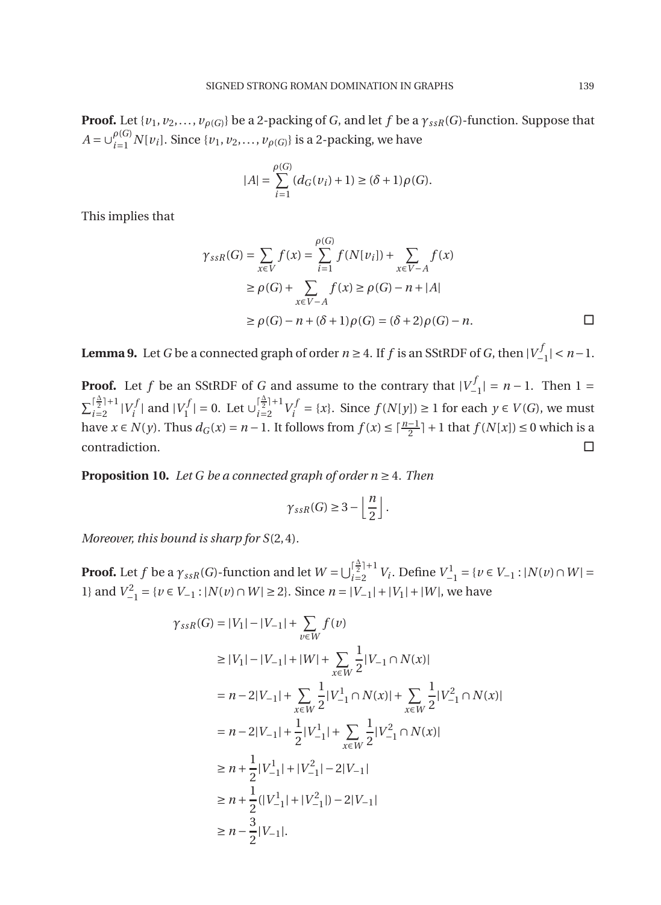**Proof.** Let $\{v_1, v_2, \ldots, v_{\rho(G)}\}$ be a 2-packing of $G$, and let $f$ be a $\gamma_{ssR}(G)$-function. Suppose that $A = \cup_{i=1}^{\rho(G)} N[v_i]$. Since $\{v_1, v_2, \ldots, v_{\rho(G)}\}$ is a 2-packing, we have

$$|A| = \sum_{i=1}^{\rho(G)} (d_G(v_i)+1) \geq (\delta+1)\rho(G).$$

This implies that

$$\begin{aligned}
\gamma_{ssR}(G) = \sum_{x\in V} f(x) &= \sum_{i=1}^{\rho(G)} f(N[v_i]) + \sum_{x\in V-A} f(x) \\
&\geq \rho(G) + \sum_{x\in V-A} f(x) \geq \rho(G) - n + |A| \\
&\geq \rho(G) - n + (\delta+1)\rho(G) = (\delta+2)\rho(G) - n.
\end{aligned}$$

□

**Lemma 9.** Let $G$ be a connected graph of order $n \geq 4$. If $f$ is an SStRDF of $G$, then $|V_{-1}^f| < n-1$.

**Proof.** Let $f$ be an SStRDF of $G$ and assume to the contrary that $|V_{-1}^f| = n-1$. Then $1 = \sum_{i=2}^{\lceil \frac{\Delta}{2} \rceil + 1} |V_i^f|$ and $|V_1^f| = 0$. Let $\cup_{i=2}^{\lceil \frac{\Delta}{2} \rceil + 1} V_i^f = \{x\}$. Since $f(N[y]) \geq 1$ for each $y \in V(G)$, we must have $x \in N(y)$. Thus $d_G(x) = n-1$. It follows from $f(x) \leq \lceil \frac{n-1}{2} \rceil + 1$ that $f(N[x]) \leq 0$ which is a contradiction. □

**Proposition 10.** *Let $G$ be a connected graph of order $n \geq 4$. Then*

$$\gamma_{ssR}(G) \geq 3 - \left\lfloor \frac{n}{2} \right\rfloor.$$

*Moreover, this bound is sharp for $S(2,4)$.*

**Proof.** Let $f$ be a $\gamma_{ssR}(G)$-function and let $W = \bigcup_{i=2}^{\lceil \frac{\Delta}{2} \rceil + 1} V_i$. Define $V_{-1}^1 = \{v \in V_{-1} : |N(v) \cap W| = 1\}$ and $V_{-1}^2 = \{v \in V_{-1} : |N(v) \cap W| \geq 2\}$. Since $n = |V_{-1}| + |V_1| + |W|$, we have

$$\begin{aligned}
\gamma_{ssR}(G) &= |V_1| - |V_{-1}| + \sum_{v\in W} f(v) \\
&\geq |V_1| - |V_{-1}| + |W| + \sum_{x\in W} \frac{1}{2}|V_{-1} \cap N(x)| \\
&= n - 2|V_{-1}| + \sum_{x\in W} \frac{1}{2}|V_{-1}^1 \cap N(x)| + \sum_{x\in W} \frac{1}{2}|V_{-1}^2 \cap N(x)| \\
&= n - 2|V_{-1}| + \frac{1}{2}|V_{-1}^1| + \sum_{x\in W} \frac{1}{2}|V_{-1}^2 \cap N(x)| \\
&\geq n + \frac{1}{2}|V_{-1}^1| + |V_{-1}^2| - 2|V_{-1}| \\
&\geq n + \frac{1}{2}(|V_{-1}^1| + |V_{-1}^2|) - 2|V_{-1}| \\
&\geq n - \frac{3}{2}|V_{-1}|.
\end{aligned}$$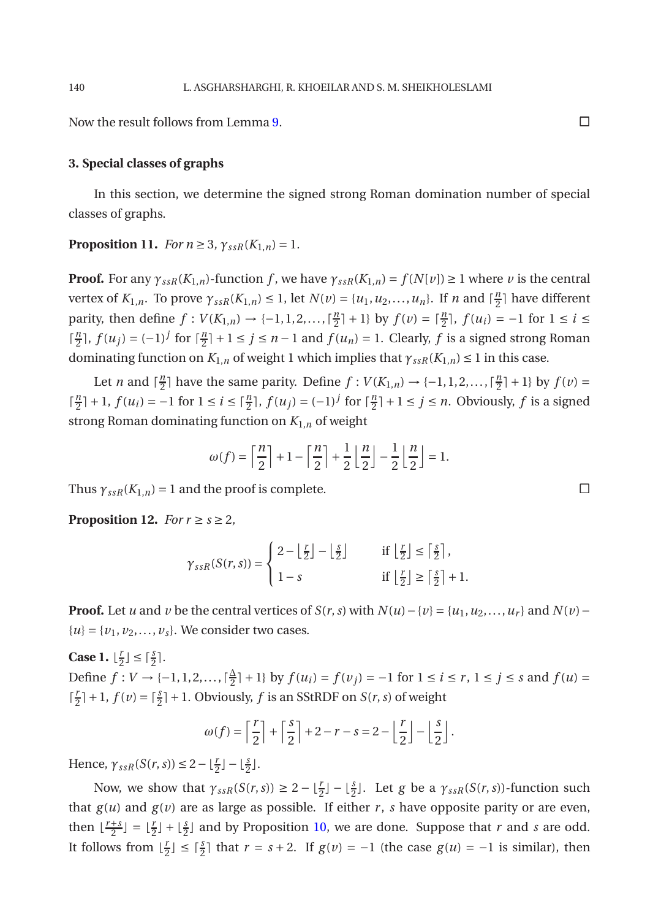Now the result follows from Lemma 9. $\square$

### 3. Special classes of graphs

In this section, we determine the signed strong Roman domination number of special classes of graphs.

**Proposition 11.** *For $n \geq 3$, $\gamma_{ssR}(K_{1,n}) = 1$.*

**Proof.** For any $\gamma_{ssR}(K_{1,n})$-function $f$, we have $\gamma_{ssR}(K_{1,n}) = f(N[v]) \geq 1$ where $v$ is the central vertex of $K_{1,n}$. To prove $\gamma_{ssR}(K_{1,n}) \leq 1$, let $N(v) = \{u_1, u_2, \ldots, u_n\}$. If $n$ and $\lceil \frac{n}{2} \rceil$ have different parity, then define $f : V(K_{1,n}) \to \{-1, 1, 2, \ldots, \lceil \frac{n}{2} \rceil + 1\}$ by $f(v) = \lceil \frac{n}{2} \rceil$, $f(u_i) = -1$ for $1 \leq i \leq \lceil \frac{n}{2} \rceil$, $f(u_j) = (-1)^j$ for $\lceil \frac{n}{2} \rceil + 1 \leq j \leq n-1$ and $f(u_n) = 1$. Clearly, $f$ is a signed strong Roman dominating function on $K_{1,n}$ of weight 1 which implies that $\gamma_{ssR}(K_{1,n}) \leq 1$ in this case.

Let $n$ and $\lceil \frac{n}{2} \rceil$ have the same parity. Define $f : V(K_{1,n}) \to \{-1, 1, 2, \ldots, \lceil \frac{n}{2} \rceil + 1\}$ by $f(v) = \lceil \frac{n}{2} \rceil + 1$, $f(u_i) = -1$ for $1 \leq i \leq \lceil \frac{n}{2} \rceil$, $f(u_j) = (-1)^j$ for $\lceil \frac{n}{2} \rceil + 1 \leq j \leq n$. Obviously, $f$ is a signed strong Roman dominating function on $K_{1,n}$ of weight

$$\omega(f) = \left\lceil \frac{n}{2} \right\rceil + 1 - \left\lceil \frac{n}{2} \right\rceil + \frac{1}{2}\left\lfloor \frac{n}{2} \right\rfloor - \frac{1}{2}\left\lfloor \frac{n}{2} \right\rfloor = 1.$$

Thus $\gamma_{ssR}(K_{1,n}) = 1$ and the proof is complete. $\square$

**Proposition 12.** *For $r \geq s \geq 2$,*

$$\gamma_{ssR}(S(r,s)) = \begin{cases} 2 - \lfloor \frac{r}{2} \rfloor - \lfloor \frac{s}{2} \rfloor & \text{if } \lfloor \frac{r}{2} \rfloor \leq \lceil \frac{s}{2} \rceil, \\ 1 - s & \text{if } \lfloor \frac{r}{2} \rfloor \geq \lceil \frac{s}{2} \rceil + 1. \end{cases}$$

**Proof.** Let $u$ and $v$ be the central vertices of $S(r,s)$ with $N(u) - \{v\} = \{u_1, u_2, \ldots, u_r\}$ and $N(v) - \{u\} = \{v_1, v_2, \ldots, v_s\}$. We consider two cases.

**Case 1.** $\lfloor \frac{r}{2} \rfloor \leq \lceil \frac{s}{2} \rceil$.
Define $f : V \to \{-1, 1, 2, \ldots, \lceil \frac{\Delta}{2} \rceil + 1\}$ by $f(u_i) = f(v_j) = -1$ for $1 \leq i \leq r$, $1 \leq j \leq s$ and $f(u) = \lceil \frac{r}{2} \rceil + 1$, $f(v) = \lceil \frac{s}{2} \rceil + 1$. Obviously, $f$ is an SStRDF on $S(r,s)$ of weight

$$\omega(f) = \left\lceil \frac{r}{2} \right\rceil + \left\lceil \frac{s}{2} \right\rceil + 2 - r - s = 2 - \left\lfloor \frac{r}{2} \right\rfloor - \left\lfloor \frac{s}{2} \right\rfloor.$$

Hence, $\gamma_{ssR}(S(r,s)) \leq 2 - \lfloor \frac{r}{2} \rfloor - \lfloor \frac{s}{2} \rfloor$.

Now, we show that $\gamma_{ssR}(S(r,s)) \geq 2 - \lfloor \frac{r}{2} \rfloor - \lfloor \frac{s}{2} \rfloor$. Let $g$ be a $\gamma_{ssR}(S(r,s))$-function such that $g(u)$ and $g(v)$ are as large as possible. If either $r$, $s$ have opposite parity or are even, then $\lfloor \frac{r+s}{2} \rfloor = \lfloor \frac{r}{2} \rfloor + \lfloor \frac{s}{2} \rfloor$ and by Proposition 10, we are done. Suppose that $r$ and $s$ are odd. It follows from $\lfloor \frac{r}{2} \rfloor \leq \lceil \frac{s}{2} \rceil$ that $r = s + 2$. If $g(v) = -1$ (the case $g(u) = -1$ is similar), then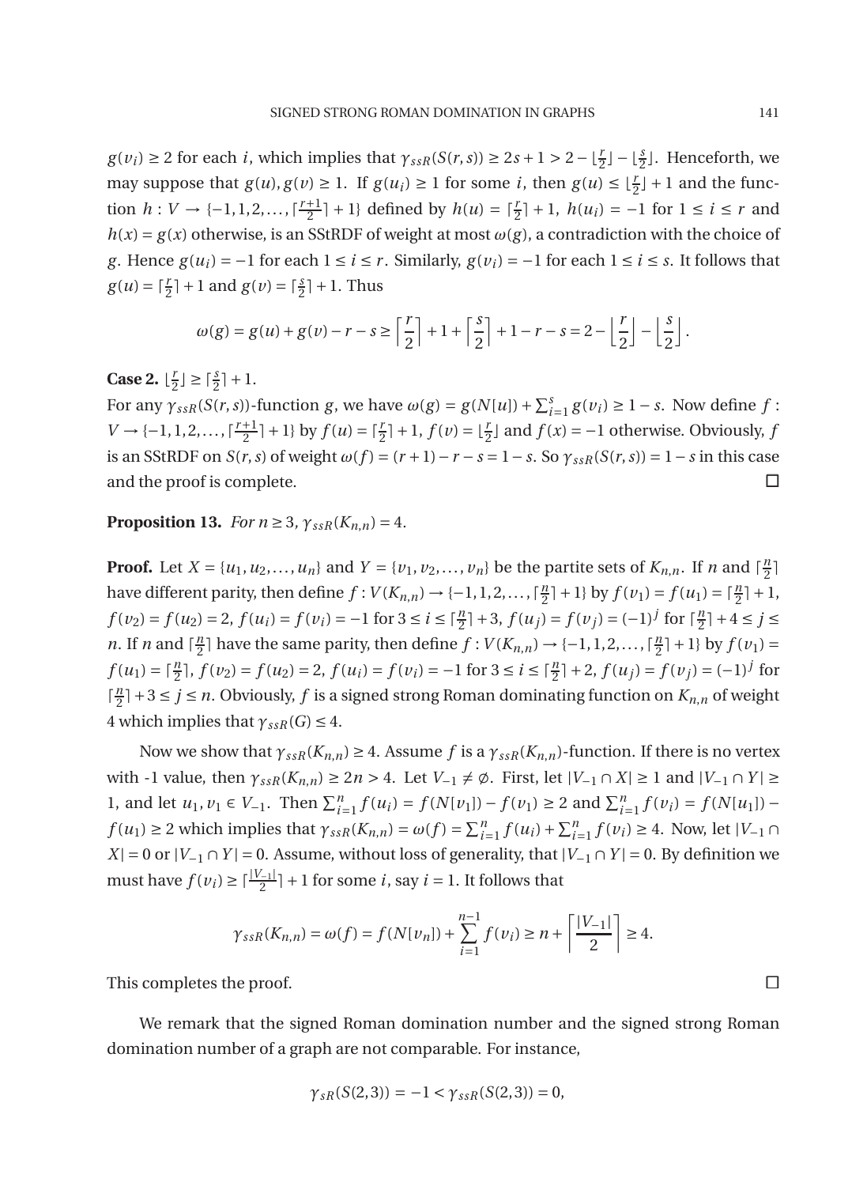$g(v_i) \geq 2$ for each $i$, which implies that $\gamma_{ssR}(S(r,s)) \geq 2s+1 > 2 - \lfloor \frac{r}{2} \rfloor - \lfloor \frac{s}{2} \rfloor$. Henceforth, we may suppose that $g(u), g(v) \geq 1$. If $g(u_i) \geq 1$ for some $i$, then $g(u) \leq \lfloor \frac{r}{2} \rfloor + 1$ and the function $h : V \to \{-1, 1, 2, \ldots, \lceil \frac{r+1}{2} \rceil + 1\}$ defined by $h(u) = \lceil \frac{r}{2} \rceil + 1$, $h(u_i) = -1$ for $1 \leq i \leq r$ and $h(x) = g(x)$ otherwise, is an SStRDF of weight at most $\omega(g)$, a contradiction with the choice of $g$. Hence $g(u_i) = -1$ for each $1 \leq i \leq r$. Similarly, $g(v_i) = -1$ for each $1 \leq i \leq s$. It follows that $g(u) = \lceil \frac{r}{2} \rceil + 1$ and $g(v) = \lceil \frac{s}{2} \rceil + 1$. Thus

$$\omega(g) = g(u) + g(v) - r - s \geq \left\lceil \frac{r}{2} \right\rceil + 1 + \left\lceil \frac{s}{2} \right\rceil + 1 - r - s = 2 - \left\lfloor \frac{r}{2} \right\rfloor - \left\lfloor \frac{s}{2} \right\rfloor.$$

**Case 2.** $\lfloor \frac{r}{2} \rfloor \geq \lceil \frac{s}{2} \rceil + 1$.

For any $\gamma_{ssR}(S(r,s))$-function $g$, we have $\omega(g) = g(N[u]) + \sum_{i=1}^{s} g(v_i) \geq 1 - s$. Now define $f : V \to \{-1, 1, 2, \ldots, \lceil \frac{r+1}{2} \rceil + 1\}$ by $f(u) = \lceil \frac{r}{2} \rceil + 1$, $f(v) = \lfloor \frac{r}{2} \rfloor$ and $f(x) = -1$ otherwise. Obviously, $f$ is an SStRDF on $S(r,s)$ of weight $\omega(f) = (r+1) - r - s = 1 - s$. So $\gamma_{ssR}(S(r,s)) = 1 - s$ in this case and the proof is complete. $\square$

**Proposition 13.** *For $n \geq 3$, $\gamma_{ssR}(K_{n,n}) = 4$.*

**Proof.** Let $X = \{u_1, u_2, \ldots, u_n\}$ and $Y = \{v_1, v_2, \ldots, v_n\}$ be the partite sets of $K_{n,n}$. If $n$ and $\lceil \frac{n}{2} \rceil$ have different parity, then define $f : V(K_{n,n}) \to \{-1, 1, 2, \ldots, \lceil \frac{n}{2} \rceil + 1\}$ by $f(v_1) = f(u_1) = \lceil \frac{n}{2} \rceil + 1$, $f(v_2) = f(u_2) = 2$, $f(u_i) = f(v_i) = -1$ for $3 \leq i \leq \lceil \frac{n}{2} \rceil + 3$, $f(u_j) = f(v_j) = (-1)^j$ for $\lceil \frac{n}{2} \rceil + 4 \leq j \leq n$. If $n$ and $\lceil \frac{n}{2} \rceil$ have the same parity, then define $f : V(K_{n,n}) \to \{-1, 1, 2, \ldots, \lceil \frac{n}{2} \rceil + 1\}$ by $f(v_1) = f(u_1) = \lceil \frac{n}{2} \rceil$, $f(v_2) = f(u_2) = 2$, $f(u_i) = f(v_i) = -1$ for $3 \leq i \leq \lceil \frac{n}{2} \rceil + 2$, $f(u_j) = f(v_j) = (-1)^j$ for $\lceil \frac{n}{2} \rceil + 3 \leq j \leq n$. Obviously, $f$ is a signed strong Roman dominating function on $K_{n,n}$ of weight 4 which implies that $\gamma_{ssR}(G) \leq 4$.

Now we show that $\gamma_{ssR}(K_{n,n}) \geq 4$. Assume $f$ is a $\gamma_{ssR}(K_{n,n})$-function. If there is no vertex with -1 value, then $\gamma_{ssR}(K_{n,n}) \geq 2n > 4$. Let $V_{-1} \neq \emptyset$. First, let $|V_{-1} \cap X| \geq 1$ and $|V_{-1} \cap Y| \geq 1$, and let $u_1, v_1 \in V_{-1}$. Then $\sum_{i=1}^{n} f(u_i) = f(N[v_1]) - f(v_1) \geq 2$ and $\sum_{i=1}^{n} f(v_i) = f(N[u_1]) - f(u_1) \geq 2$ which implies that $\gamma_{ssR}(K_{n,n}) = \omega(f) = \sum_{i=1}^{n} f(u_i) + \sum_{i=1}^{n} f(v_i) \geq 4$. Now, let $|V_{-1} \cap X| = 0$ or $|V_{-1} \cap Y| = 0$. Assume, without loss of generality, that $|V_{-1} \cap Y| = 0$. By definition we must have $f(v_i) \geq \lceil \frac{|V_{-1}|}{2} \rceil + 1$ for some $i$, say $i = 1$. It follows that

$$\gamma_{ssR}(K_{n,n}) = \omega(f) = f(N[v_n]) + \sum_{i=1}^{n-1} f(v_i) \geq n + \left\lceil \frac{|V_{-1}|}{2} \right\rceil \geq 4.$$

This completes the proof. $\square$

We remark that the signed Roman domination number and the signed strong Roman domination number of a graph are not comparable. For instance,

$$\gamma_{sR}(S(2,3)) = -1 < \gamma_{ssR}(S(2,3)) = 0,$$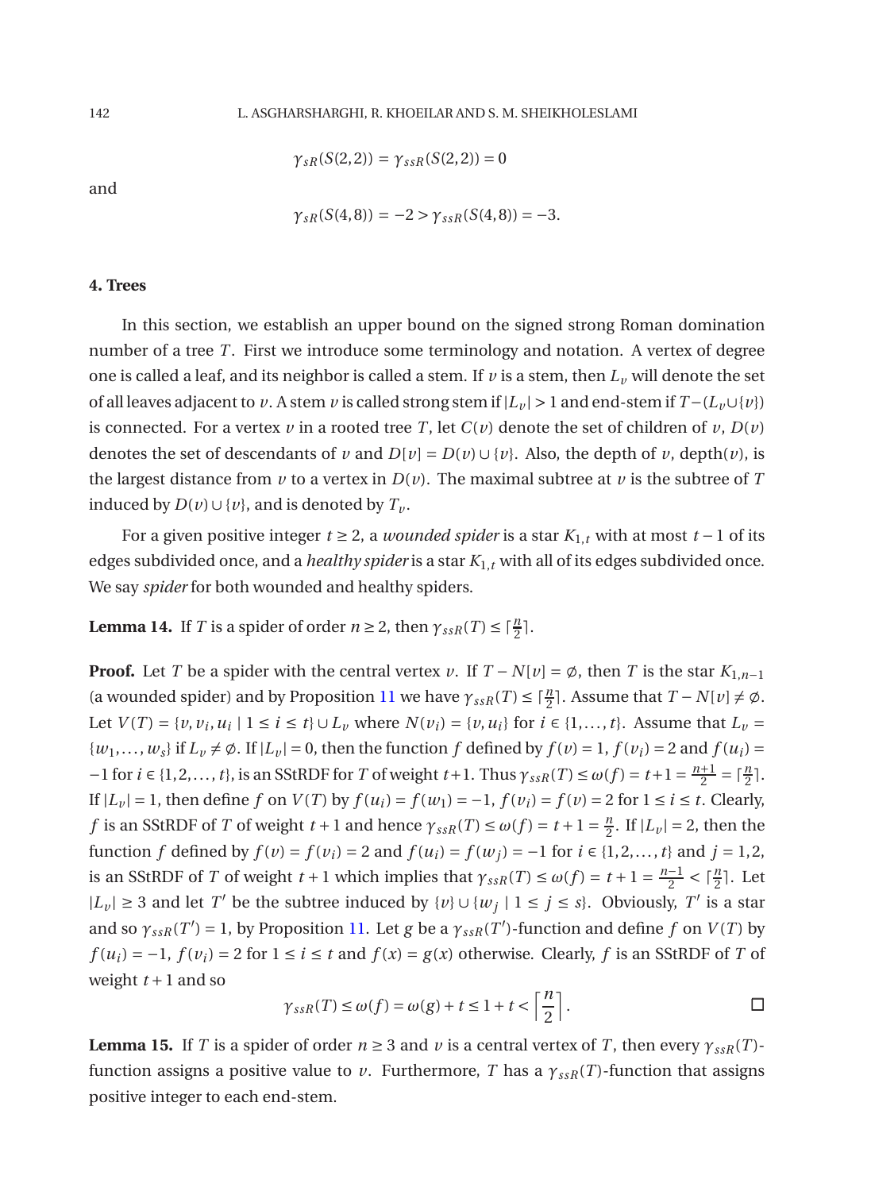$$\gamma_{sR}(S(2,2)) = \gamma_{ssR}(S(2,2)) = 0$$

and

$$\gamma_{sR}(S(4,8)) = -2 > \gamma_{ssR}(S(4,8)) = -3.$$

## 4. Trees

In this section, we establish an upper bound on the signed strong Roman domination number of a tree $T$. First we introduce some terminology and notation. A vertex of degree one is called a leaf, and its neighbor is called a stem. If $v$ is a stem, then $L_v$ will denote the set of all leaves adjacent to $v$. A stem $v$ is called strong stem if $|L_v| > 1$ and end-stem if $T-(L_v \cup \{v\})$ is connected. For a vertex $v$ in a rooted tree $T$, let $C(v)$ denote the set of children of $v$, $D(v)$ denotes the set of descendants of $v$ and $D[v] = D(v) \cup \{v\}$. Also, the depth of $v$, depth$(v)$, is the largest distance from $v$ to a vertex in $D(v)$. The maximal subtree at $v$ is the subtree of $T$ induced by $D(v) \cup \{v\}$, and is denoted by $T_v$.

For a given positive integer $t \geq 2$, a *wounded spider* is a star $K_{1,t}$ with at most $t-1$ of its edges subdivided once, and a *healthy spider* is a star $K_{1,t}$ with all of its edges subdivided once. We say *spider* for both wounded and healthy spiders.

**Lemma 14.** If $T$ is a spider of order $n \geq 2$, then $\gamma_{ssR}(T) \leq \lceil \frac{n}{2} \rceil$.

**Proof.** Let $T$ be a spider with the central vertex $v$. If $T - N[v] = \emptyset$, then $T$ is the star $K_{1,n-1}$ (a wounded spider) and by Proposition 11 we have $\gamma_{ssR}(T) \leq \lceil \frac{n}{2} \rceil$. Assume that $T - N[v] \neq \emptyset$. Let $V(T) = \{v, v_i, u_i \mid 1 \leq i \leq t\} \cup L_v$ where $N(v_i) = \{v, u_i\}$ for $i \in \{1, \ldots, t\}$. Assume that $L_v = \{w_1, \ldots, w_s\}$ if $L_v \neq \emptyset$. If $|L_v| = 0$, then the function $f$ defined by $f(v) = 1$, $f(v_i) = 2$ and $f(u_i) = -1$ for $i \in \{1, 2, \ldots, t\}$, is an SStRDF for $T$ of weight $t+1$. Thus $\gamma_{ssR}(T) \leq \omega(f) = t+1 = \frac{n+1}{2} = \lceil \frac{n}{2} \rceil$. If $|L_v| = 1$, then define $f$ on $V(T)$ by $f(u_i) = f(w_1) = -1$, $f(v_i) = f(v) = 2$ for $1 \leq i \leq t$. Clearly, $f$ is an SStRDF of $T$ of weight $t+1$ and hence $\gamma_{ssR}(T) \leq \omega(f) = t+1 = \frac{n}{2}$. If $|L_v| = 2$, then the function $f$ defined by $f(v) = f(v_i) = 2$ and $f(u_i) = f(w_j) = -1$ for $i \in \{1, 2, \ldots, t\}$ and $j = 1, 2$, is an SStRDF of $T$ of weight $t+1$ which implies that $\gamma_{ssR}(T) \leq \omega(f) = t+1 = \frac{n-1}{2} < \lceil \frac{n}{2} \rceil$. Let $|L_v| \geq 3$ and let $T'$ be the subtree induced by $\{v\} \cup \{w_j \mid 1 \leq j \leq s\}$. Obviously, $T'$ is a star and so $\gamma_{ssR}(T') = 1$, by Proposition 11. Let $g$ be a $\gamma_{ssR}(T')$-function and define $f$ on $V(T)$ by $f(u_i) = -1$, $f(v_i) = 2$ for $1 \leq i \leq t$ and $f(x) = g(x)$ otherwise. Clearly, $f$ is an SStRDF of $T$ of weight $t+1$ and so

$$\gamma_{ssR}(T) \leq \omega(f) = \omega(g) + t \leq 1 + t < \left\lceil \frac{n}{2} \right\rceil. \qquad \square$$

**Lemma 15.** If $T$ is a spider of order $n \geq 3$ and $v$ is a central vertex of $T$, then every $\gamma_{ssR}(T)$-function assigns a positive value to $v$. Furthermore, $T$ has a $\gamma_{ssR}(T)$-function that assigns positive integer to each end-stem.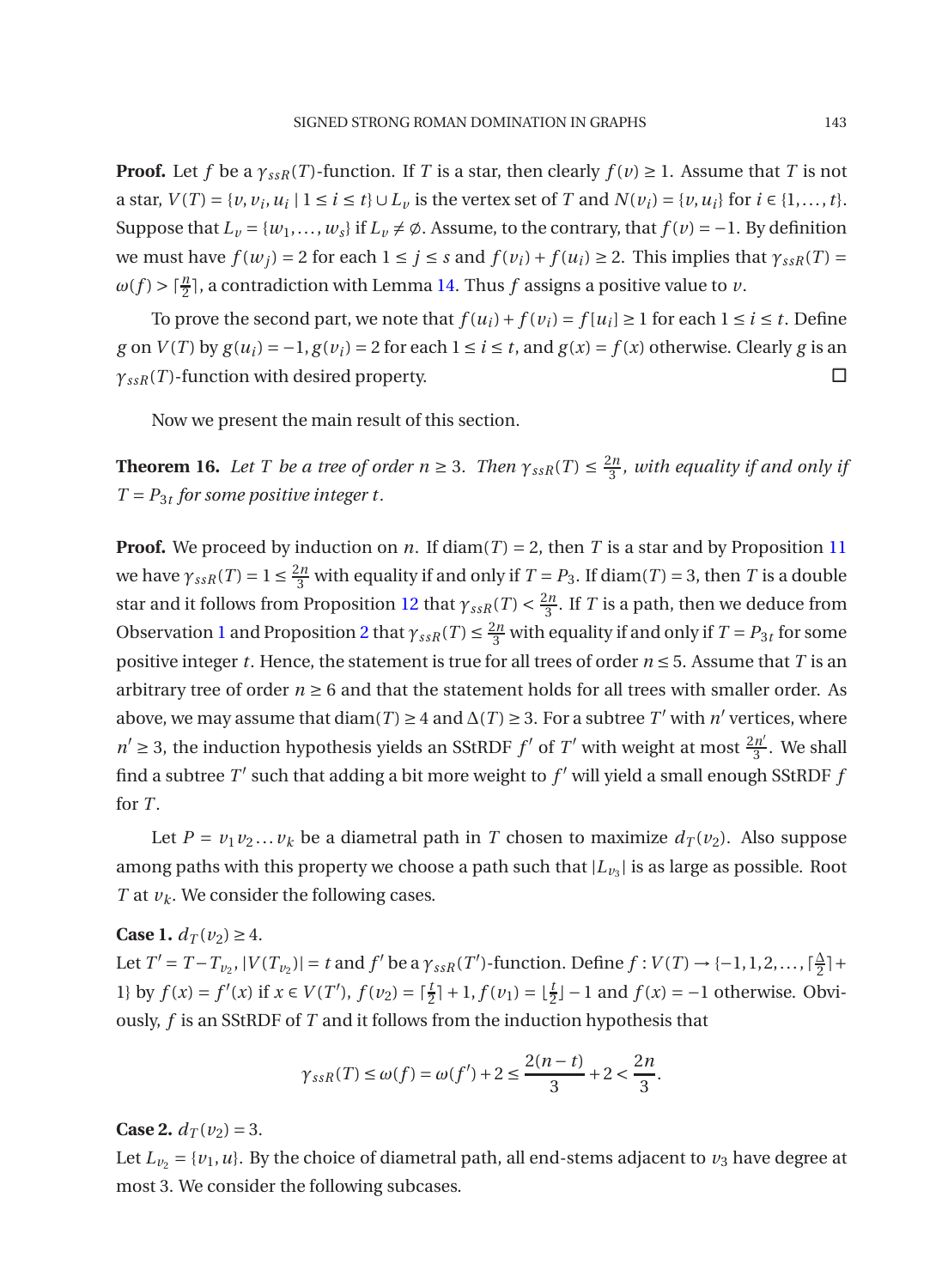**Proof.** Let $f$ be a $\gamma_{ssR}(T)$-function. If $T$ is a star, then clearly $f(v) \geq 1$. Assume that $T$ is not a star, $V(T) = \{v, v_i, u_i \mid 1 \leq i \leq t\} \cup L_v$ is the vertex set of $T$ and $N(v_i) = \{v, u_i\}$ for $i \in \{1, \ldots, t\}$. Suppose that $L_v = \{w_1, \ldots, w_s\}$ if $L_v \neq \emptyset$. Assume, to the contrary, that $f(v) = -1$. By definition we must have $f(w_j) = 2$ for each $1 \leq j \leq s$ and $f(v_i) + f(u_i) \geq 2$. This implies that $\gamma_{ssR}(T) = \omega(f) > \lceil \frac{n}{2} \rceil$, a contradiction with Lemma 14. Thus $f$ assigns a positive value to $v$.

To prove the second part, we note that $f(u_i) + f(v_i) = f[u_i] \geq 1$ for each $1 \leq i \leq t$. Define $g$ on $V(T)$ by $g(u_i) = -1, g(v_i) = 2$ for each $1 \leq i \leq t$, and $g(x) = f(x)$ otherwise. Clearly $g$ is an $\gamma_{ssR}(T)$-function with desired property. □

Now we present the main result of this section.

**Theorem 16.** *Let $T$ be a tree of order $n \geq 3$. Then $\gamma_{ssR}(T) \leq \frac{2n}{3}$, with equality if and only if $T = P_{3t}$ for some positive integer $t$.*

**Proof.** We proceed by induction on $n$. If $\mathrm{diam}(T) = 2$, then $T$ is a star and by Proposition 11 we have $\gamma_{ssR}(T) = 1 \leq \frac{2n}{3}$ with equality if and only if $T = P_3$. If $\mathrm{diam}(T) = 3$, then $T$ is a double star and it follows from Proposition 12 that $\gamma_{ssR}(T) < \frac{2n}{3}$. If $T$ is a path, then we deduce from Observation 1 and Proposition 2 that $\gamma_{ssR}(T) \leq \frac{2n}{3}$ with equality if and only if $T = P_{3t}$ for some positive integer $t$. Hence, the statement is true for all trees of order $n \leq 5$. Assume that $T$ is an arbitrary tree of order $n \geq 6$ and that the statement holds for all trees with smaller order. As above, we may assume that $\mathrm{diam}(T) \geq 4$ and $\Delta(T) \geq 3$. For a subtree $T'$ with $n'$ vertices, where $n' \geq 3$, the induction hypothesis yields an SStRDF $f'$ of $T'$ with weight at most $\frac{2n'}{3}$. We shall find a subtree $T'$ such that adding a bit more weight to $f'$ will yield a small enough SStRDF $f$ for $T$.

Let $P = v_1 v_2 \ldots v_k$ be a diametral path in $T$ chosen to maximize $d_T(v_2)$. Also suppose among paths with this property we choose a path such that $|L_{v_3}|$ is as large as possible. Root $T$ at $v_k$. We consider the following cases.

**Case 1.** $d_T(v_2) \geq 4$.
Let $T' = T - T_{v_2}$, $|V(T_{v_2})| = t$ and $f'$ be a $\gamma_{ssR}(T')$-function. Define $f : V(T) \to \{-1, 1, 2, \ldots, \lceil \frac{\Delta}{2} \rceil + 1\}$ by $f(x) = f'(x)$ if $x \in V(T')$, $f(v_2) = \lceil \frac{t}{2} \rceil + 1$, $f(v_1) = \lfloor \frac{t}{2} \rfloor - 1$ and $f(x) = -1$ otherwise. Obviously, $f$ is an SStRDF of $T$ and it follows from the induction hypothesis that

$$\gamma_{ssR}(T) \leq \omega(f) = \omega(f') + 2 \leq \frac{2(n-t)}{3} + 2 < \frac{2n}{3}.$$

**Case 2.** $d_T(v_2) = 3$.
Let $L_{v_2} = \{v_1, u\}$. By the choice of diametral path, all end-stems adjacent to $v_3$ have degree at most 3. We consider the following subcases.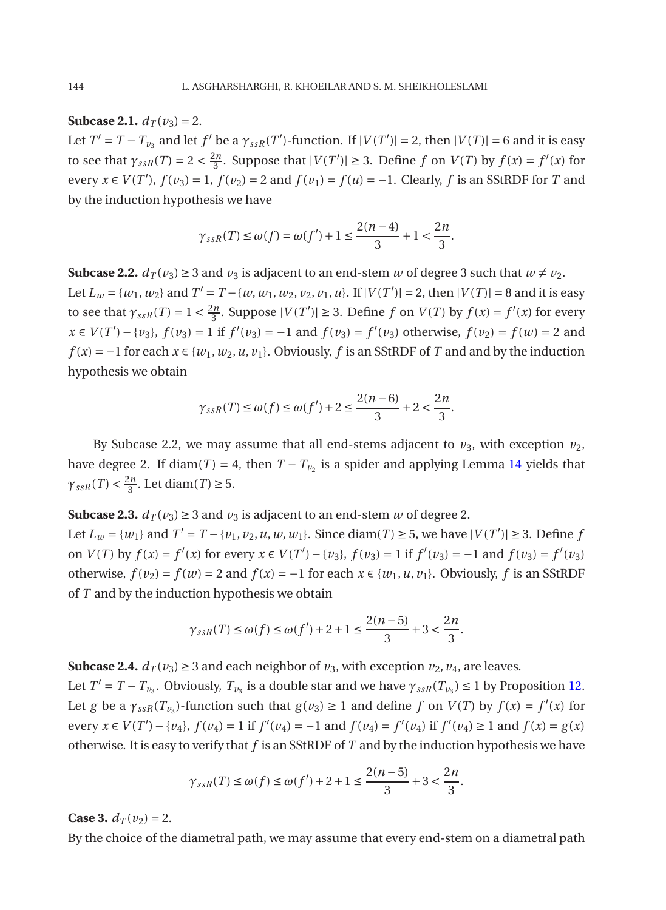**Subcase 2.1.** $d_T(v_3) = 2$.

Let $T' = T - T_{v_3}$ and let $f'$ be a $\gamma_{ssR}(T')$-function. If $|V(T')| = 2$, then $|V(T)| = 6$ and it is easy to see that $\gamma_{ssR}(T) = 2 < \frac{2n}{3}$. Suppose that $|V(T')| \geq 3$. Define $f$ on $V(T)$ by $f(x) = f'(x)$ for every $x \in V(T')$, $f(v_3) = 1$, $f(v_2) = 2$ and $f(v_1) = f(u) = -1$. Clearly, $f$ is an SStRDF for $T$ and by the induction hypothesis we have

$$\gamma_{ssR}(T) \leq \omega(f) = \omega(f') + 1 \leq \frac{2(n-4)}{3} + 1 < \frac{2n}{3}.$$

**Subcase 2.2.** $d_T(v_3) \geq 3$ and $v_3$ is adjacent to an end-stem $w$ of degree 3 such that $w \neq v_2$.

Let $L_w = \{w_1, w_2\}$ and $T' = T - \{w, w_1, w_2, v_2, v_1, u\}$. If $|V(T')| = 2$, then $|V(T)| = 8$ and it is easy to see that $\gamma_{ssR}(T) = 1 < \frac{2n}{3}$. Suppose $|V(T')| \geq 3$. Define $f$ on $V(T)$ by $f(x) = f'(x)$ for every $x \in V(T') - \{v_3\}$, $f(v_3) = 1$ if $f'(v_3) = -1$ and $f(v_3) = f'(v_3)$ otherwise, $f(v_2) = f(w) = 2$ and $f(x) = -1$ for each $x \in \{w_1, w_2, u, v_1\}$. Obviously, $f$ is an SStRDF of $T$ and and by the induction hypothesis we obtain

$$\gamma_{ssR}(T) \leq \omega(f) \leq \omega(f') + 2 \leq \frac{2(n-6)}{3} + 2 < \frac{2n}{3}.$$

By Subcase 2.2, we may assume that all end-stems adjacent to $v_3$, with exception $v_2$, have degree 2. If $\operatorname{diam}(T) = 4$, then $T - T_{v_2}$ is a spider and applying Lemma 14 yields that $\gamma_{ssR}(T) < \frac{2n}{3}$. Let $\operatorname{diam}(T) \geq 5$.

**Subcase 2.3.** $d_T(v_3) \geq 3$ and $v_3$ is adjacent to an end-stem $w$ of degree 2.

Let $L_w = \{w_1\}$ and $T' = T - \{v_1, v_2, u, w, w_1\}$. Since $\operatorname{diam}(T) \geq 5$, we have $|V(T')| \geq 3$. Define $f$ on $V(T)$ by $f(x) = f'(x)$ for every $x \in V(T') - \{v_3\}$, $f(v_3) = 1$ if $f'(v_3) = -1$ and $f(v_3) = f'(v_3)$ otherwise, $f(v_2) = f(w) = 2$ and $f(x) = -1$ for each $x \in \{w_1, u, v_1\}$. Obviously, $f$ is an SStRDF of $T$ and by the induction hypothesis we obtain

$$\gamma_{ssR}(T) \leq \omega(f) \leq \omega(f') + 2 + 1 \leq \frac{2(n-5)}{3} + 3 < \frac{2n}{3}.$$

**Subcase 2.4.** $d_T(v_3) \geq 3$ and each neighbor of $v_3$, with exception $v_2, v_4$, are leaves.

Let $T' = T - T_{v_3}$. Obviously, $T_{v_3}$ is a double star and we have $\gamma_{ssR}(T_{v_3}) \leq 1$ by Proposition 12. Let $g$ be a $\gamma_{ssR}(T_{v_3})$-function such that $g(v_3) \geq 1$ and define $f$ on $V(T)$ by $f(x) = f'(x)$ for every $x \in V(T') - \{v_4\}$, $f(v_4) = 1$ if $f'(v_4) = -1$ and $f(v_4) = f'(v_4)$ if $f'(v_4) \geq 1$ and $f(x) = g(x)$ otherwise. It is easy to verify that $f$ is an SStRDF of $T$ and by the induction hypothesis we have

$$\gamma_{ssR}(T) \leq \omega(f) \leq \omega(f') + 2 + 1 \leq \frac{2(n-5)}{3} + 3 < \frac{2n}{3}.$$

**Case 3.** $d_T(v_2) = 2$.

By the choice of the diametral path, we may assume that every end-stem on a diametral path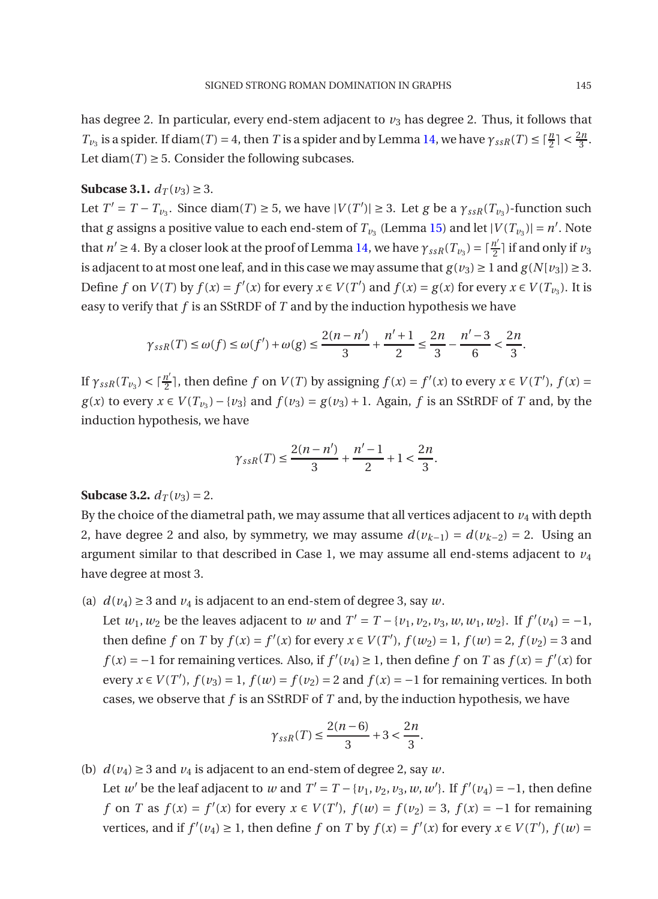has degree 2. In particular, every end-stem adjacent to $v_3$ has degree 2. Thus, it follows that $T_{v_3}$ is a spider. If $\text{diam}(T) = 4$, then $T$ is a spider and by Lemma 14, we have $\gamma_{ssR}(T) \le \lceil \frac{n}{2} \rceil < \frac{2n}{3}$. Let $\text{diam}(T) \ge 5$. Consider the following subcases.

**Subcase 3.1.** $d_T(v_3) \ge 3$.

Let $T' = T - T_{v_3}$. Since $\text{diam}(T) \ge 5$, we have $|V(T')| \ge 3$. Let $g$ be a $\gamma_{ssR}(T_{v_3})$-function such that $g$ assigns a positive value to each end-stem of $T_{v_3}$ (Lemma 15) and let $|V(T_{v_3})| = n'$. Note that $n' \ge 4$. By a closer look at the proof of Lemma 14, we have $\gamma_{ssR}(T_{v_3}) = \lceil \frac{n'}{2} \rceil$ if and only if $v_3$ is adjacent to at most one leaf, and in this case we may assume that $g(v_3) \ge 1$ and $g(N[v_3]) \ge 3$. Define $f$ on $V(T)$ by $f(x) = f'(x)$ for every $x \in V(T')$ and $f(x) = g(x)$ for every $x \in V(T_{v_3})$. It is easy to verify that $f$ is an SStRDF of $T$ and by the induction hypothesis we have

$$\gamma_{ssR}(T) \le \omega(f) \le \omega(f') + \omega(g) \le \frac{2(n-n')}{3} + \frac{n'+1}{2} \le \frac{2n}{3} - \frac{n'-3}{6} < \frac{2n}{3}.$$

If $\gamma_{ssR}(T_{v_3}) < \lceil \frac{n'}{2} \rceil$, then define $f$ on $V(T)$ by assigning $f(x) = f'(x)$ to every $x \in V(T')$, $f(x) = g(x)$ to every $x \in V(T_{v_3}) - \{v_3\}$ and $f(v_3) = g(v_3) + 1$. Again, $f$ is an SStRDF of $T$ and, by the induction hypothesis, we have

$$\gamma_{ssR}(T) \le \frac{2(n-n')}{3} + \frac{n'-1}{2} + 1 < \frac{2n}{3}.$$

**Subcase 3.2.** $d_T(v_3) = 2$.

By the choice of the diametral path, we may assume that all vertices adjacent to $v_4$ with depth 2, have degree 2 and also, by symmetry, we may assume $d(v_{k-1}) = d(v_{k-2}) = 2$. Using an argument similar to that described in Case 1, we may assume all end-stems adjacent to $v_4$ have degree at most 3.

(a) $d(v_4) \ge 3$ and $v_4$ is adjacent to an end-stem of degree 3, say $w$.
Let $w_1, w_2$ be the leaves adjacent to $w$ and $T' = T - \{v_1, v_2, v_3, w, w_1, w_2\}$. If $f'(v_4) = -1$, then define $f$ on $T$ by $f(x) = f'(x)$ for every $x \in V(T')$, $f(w_2) = 1$, $f(w) = 2$, $f(v_2) = 3$ and $f(x) = -1$ for remaining vertices. Also, if $f'(v_4) \ge 1$, then define $f$ on $T$ as $f(x) = f'(x)$ for every $x \in V(T')$, $f(v_3) = 1$, $f(w) = f(v_2) = 2$ and $f(x) = -1$ for remaining vertices. In both cases, we observe that $f$ is an SStRDF of $T$ and, by the induction hypothesis, we have

$$\gamma_{ssR}(T) \le \frac{2(n-6)}{3} + 3 < \frac{2n}{3}.$$

(b) $d(v_4) \ge 3$ and $v_4$ is adjacent to an end-stem of degree 2, say $w$.
Let $w'$ be the leaf adjacent to $w$ and $T' = T - \{v_1, v_2, v_3, w, w'\}$. If $f'(v_4) = -1$, then define $f$ on $T$ as $f(x) = f'(x)$ for every $x \in V(T')$, $f(w) = f(v_2) = 3$, $f(x) = -1$ for remaining vertices, and if $f'(v_4) \ge 1$, then define $f$ on $T$ by $f(x) = f'(x)$ for every $x \in V(T')$, $f(w) =$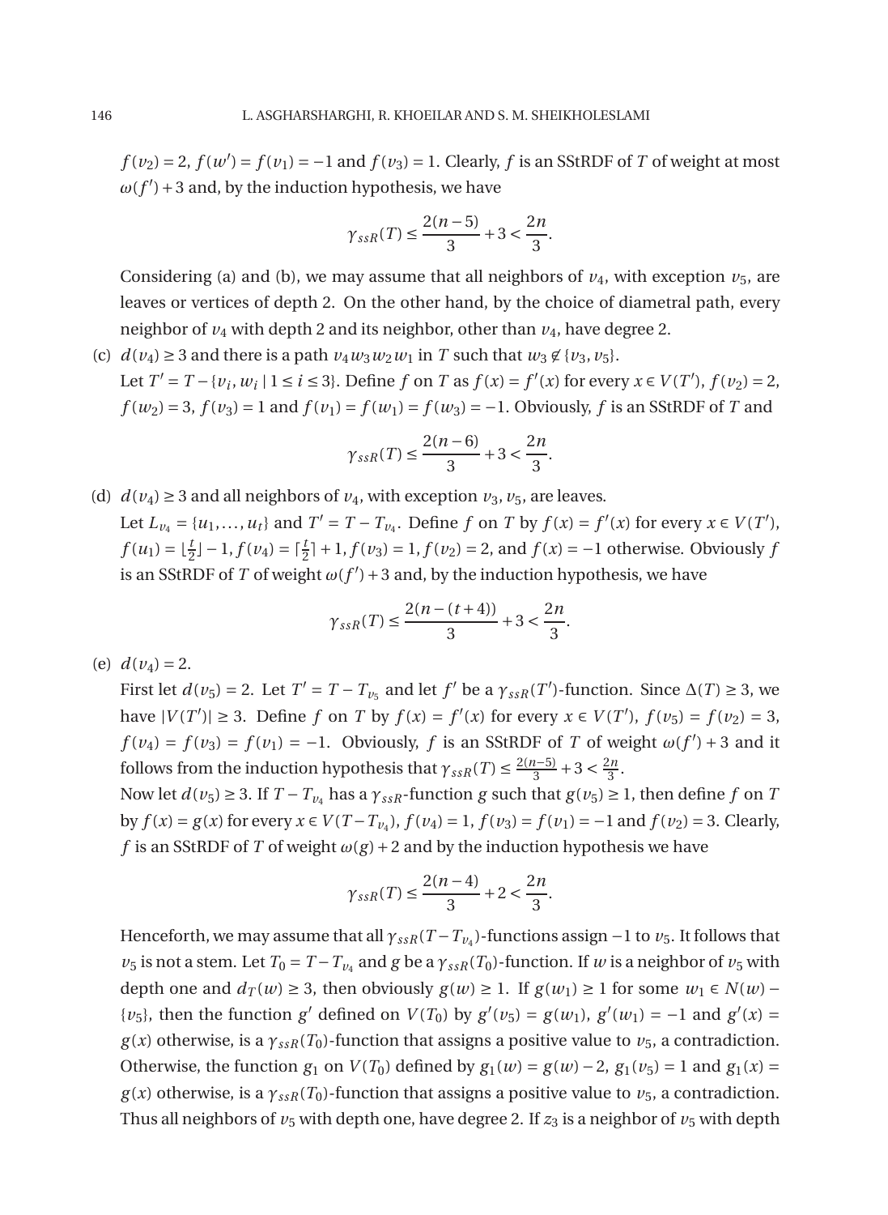$f(v_2) = 2$, $f(w') = f(v_1) = -1$ and $f(v_3) = 1$. Clearly, $f$ is an SStRDF of $T$ of weight at most $\omega(f') + 3$ and, by the induction hypothesis, we have

$$\gamma_{ssR}(T) \le \frac{2(n-5)}{3} + 3 < \frac{2n}{3}.$$

Considering (a) and (b), we may assume that all neighbors of $v_4$, with exception $v_5$, are leaves or vertices of depth 2. On the other hand, by the choice of diametral path, every neighbor of $v_4$ with depth 2 and its neighbor, other than $v_4$, have degree 2.

(c) $d(v_4) \ge 3$ and there is a path $v_4 w_3 w_2 w_1$ in $T$ such that $w_3 \notin \{v_3, v_5\}$.
Let $T' = T - \{v_i, w_i \mid 1 \le i \le 3\}$. Define $f$ on $T$ as $f(x) = f'(x)$ for every $x \in V(T')$, $f(v_2) = 2$, $f(w_2) = 3$, $f(v_3) = 1$ and $f(v_1) = f(w_1) = f(w_3) = -1$. Obviously, $f$ is an SStRDF of $T$ and

$$\gamma_{ssR}(T) \le \frac{2(n-6)}{3} + 3 < \frac{2n}{3}.$$

(d) $d(v_4) \ge 3$ and all neighbors of $v_4$, with exception $v_3, v_5$, are leaves.
Let $L_{v_4} = \{u_1, \ldots, u_t\}$ and $T' = T - T_{v_4}$. Define $f$ on $T$ by $f(x) = f'(x)$ for every $x \in V(T')$, $f(u_1) = \lfloor \frac{t}{2} \rfloor - 1$, $f(v_4) = \lceil \frac{t}{2} \rceil + 1$, $f(v_3) = 1$, $f(v_2) = 2$, and $f(x) = -1$ otherwise. Obviously $f$ is an SStRDF of $T$ of weight $\omega(f') + 3$ and, by the induction hypothesis, we have

$$\gamma_{ssR}(T) \le \frac{2(n-(t+4))}{3} + 3 < \frac{2n}{3}.$$

(e) $d(v_4) = 2$.
First let $d(v_5) = 2$. Let $T' = T - T_{v_5}$ and let $f'$ be a $\gamma_{ssR}(T')$-function. Since $\Delta(T) \ge 3$, we have $|V(T')| \ge 3$. Define $f$ on $T$ by $f(x) = f'(x)$ for every $x \in V(T')$, $f(v_5) = f(v_2) = 3$, $f(v_4) = f(v_3) = f(v_1) = -1$. Obviously, $f$ is an SStRDF of $T$ of weight $\omega(f') + 3$ and it follows from the induction hypothesis that $\gamma_{ssR}(T) \le \frac{2(n-5)}{3} + 3 < \frac{2n}{3}$.
Now let $d(v_5) \ge 3$. If $T - T_{v_4}$ has a $\gamma_{ssR}$-function $g$ such that $g(v_5) \ge 1$, then define $f$ on $T$ by $f(x) = g(x)$ for every $x \in V(T - T_{v_4})$, $f(v_4) = 1$, $f(v_3) = f(v_1) = -1$ and $f(v_2) = 3$. Clearly, $f$ is an SStRDF of $T$ of weight $\omega(g) + 2$ and by the induction hypothesis we have

$$\gamma_{ssR}(T) \le \frac{2(n-4)}{3} + 2 < \frac{2n}{3}.$$

Henceforth, we may assume that all $\gamma_{ssR}(T - T_{v_4})$-functions assign $-1$ to $v_5$. It follows that $v_5$ is not a stem. Let $T_0 = T - T_{v_4}$ and $g$ be a $\gamma_{ssR}(T_0)$-function. If $w$ is a neighbor of $v_5$ with depth one and $d_T(w) \ge 3$, then obviously $g(w) \ge 1$. If $g(w_1) \ge 1$ for some $w_1 \in N(w) - \{v_5\}$, then the function $g'$ defined on $V(T_0)$ by $g'(v_5) = g(w_1)$, $g'(w_1) = -1$ and $g'(x) = g(x)$ otherwise, is a $\gamma_{ssR}(T_0)$-function that assigns a positive value to $v_5$, a contradiction. Otherwise, the function $g_1$ on $V(T_0)$ defined by $g_1(w) = g(w) - 2$, $g_1(v_5) = 1$ and $g_1(x) = g(x)$ otherwise, is a $\gamma_{ssR}(T_0)$-function that assigns a positive value to $v_5$, a contradiction. Thus all neighbors of $v_5$ with depth one, have degree 2. If $z_3$ is a neighbor of $v_5$ with depth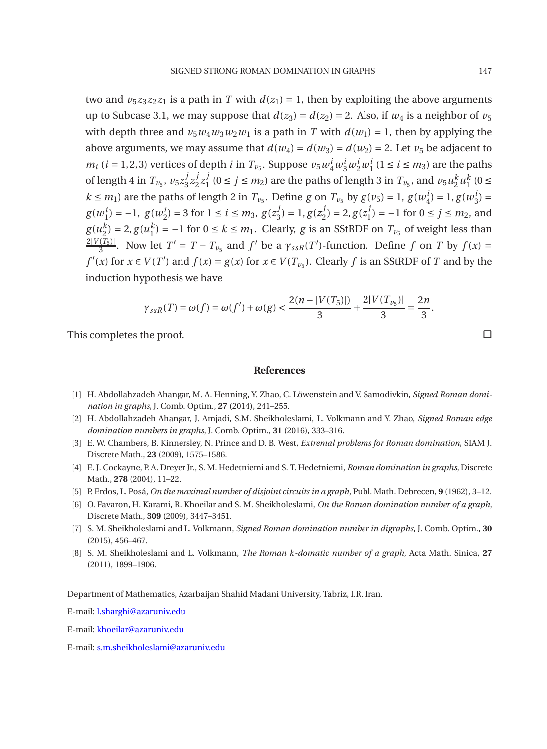two and $v_5z_3z_2z_1$ is a path in $T$ with $d(z_1) = 1$, then by exploiting the above arguments up to Subcase 3.1, we may suppose that $d(z_3) = d(z_2) = 2$. Also, if $w_4$ is a neighbor of $v_5$ with depth three and $v_5w_4w_3w_2w_1$ is a path in $T$ with $d(w_1) = 1$, then by applying the above arguments, we may assume that $d(w_4) = d(w_3) = d(w_2) = 2$. Let $v_5$ be adjacent to $m_i$ $(i = 1,2,3)$ vertices of depth $i$ in $T_{v_5}$. Suppose $v_5w_4^iw_3^iw_2^iw_1^i$ $(1 \le i \le m_3)$ are the paths of length 4 in $T_{v_5}$, $v_5z_3^jz_2^jz_1^j$ $(0 \le j \le m_2)$ are the paths of length 3 in $T_{v_5}$, and $v_5u_2^ku_1^k$ $(0 \le k \le m_1)$ are the paths of length 2 in $T_{v_5}$. Define $g$ on $T_{v_5}$ by $g(v_5) = 1$, $g(w_4^i) = 1, g(w_3^i) = g(w_1^i) = -1$, $g(w_2^i) = 3$ for $1 \le i \le m_3$, $g(z_3^j) = 1, g(z_2^j) = 2, g(z_1^j) = -1$ for $0 \le j \le m_2$, and $g(u_2^k) = 2, g(u_1^k) = -1$ for $0 \le k \le m_1$. Clearly, $g$ is an SStRDF on $T_{v_5}$ of weight less than $\frac{2|V(T_5)|}{3}$. Now let $T' = T - T_{v_5}$ and $f'$ be a $\gamma_{ssR}(T')$-function. Define $f$ on $T$ by $f(x) = f'(x)$ for $x \in V(T')$ and $f(x) = g(x)$ for $x \in V(T_{v_5})$. Clearly $f$ is an SStRDF of $T$ and by the induction hypothesis we have

$$\gamma_{ssR}(T) = \omega(f) = \omega(f') + \omega(g) < \frac{2(n - |V(T_5)|)}{3} + \frac{2|V(T_{v_5})|}{3} = \frac{2n}{3}.$$

This completes the proof. □

## References

[1] H. Abdollahzadeh Ahangar, M. A. Henning, Y. Zhao, C. Löwenstein and V. Samodivkin, *Signed Roman domination in graphs*, J. Comb. Optim., **27** (2014), 241–255.

[2] H. Abdollahzadeh Ahangar, J. Amjadi, S.M. Sheikholeslami, L. Volkmann and Y. Zhao, *Signed Roman edge domination numbers in graphs*, J. Comb. Optim., **31** (2016), 333–316.

[3] E. W. Chambers, B. Kinnersley, N. Prince and D. B. West, *Extremal problems for Roman domination*, SIAM J. Discrete Math., **23** (2009), 1575–1586.

[4] E. J. Cockayne, P. A. Dreyer Jr., S. M. Hedetniemi and S. T. Hedetniemi, *Roman domination in graphs*, Discrete Math., **278** (2004), 11–22.

[5] P. Erdos, L. Posá, *On the maximal number of disjoint circuits in a graph*, Publ. Math. Debrecen, **9** (1962), 3–12.

[6] O. Favaron, H. Karami, R. Khoeilar and S. M. Sheikholeslami, *On the Roman domination number of a graph*, Discrete Math., **309** (2009), 3447–3451.

[7] S. M. Sheikholeslami and L. Volkmann, *Signed Roman domination number in digraphs*, J. Comb. Optim., **30** (2015), 456–467.

[8] S. M. Sheikholeslami and L. Volkmann, *The Roman k-domatic number of a graph*, Acta Math. Sinica, **27** (2011), 1899–1906.

Department of Mathematics, Azarbaijan Shahid Madani University, Tabriz, I.R. Iran.

E-mail: l.sharghi@azaruniv.edu

E-mail: khoeilar@azaruniv.edu

E-mail: s.m.sheikholeslami@azaruniv.edu